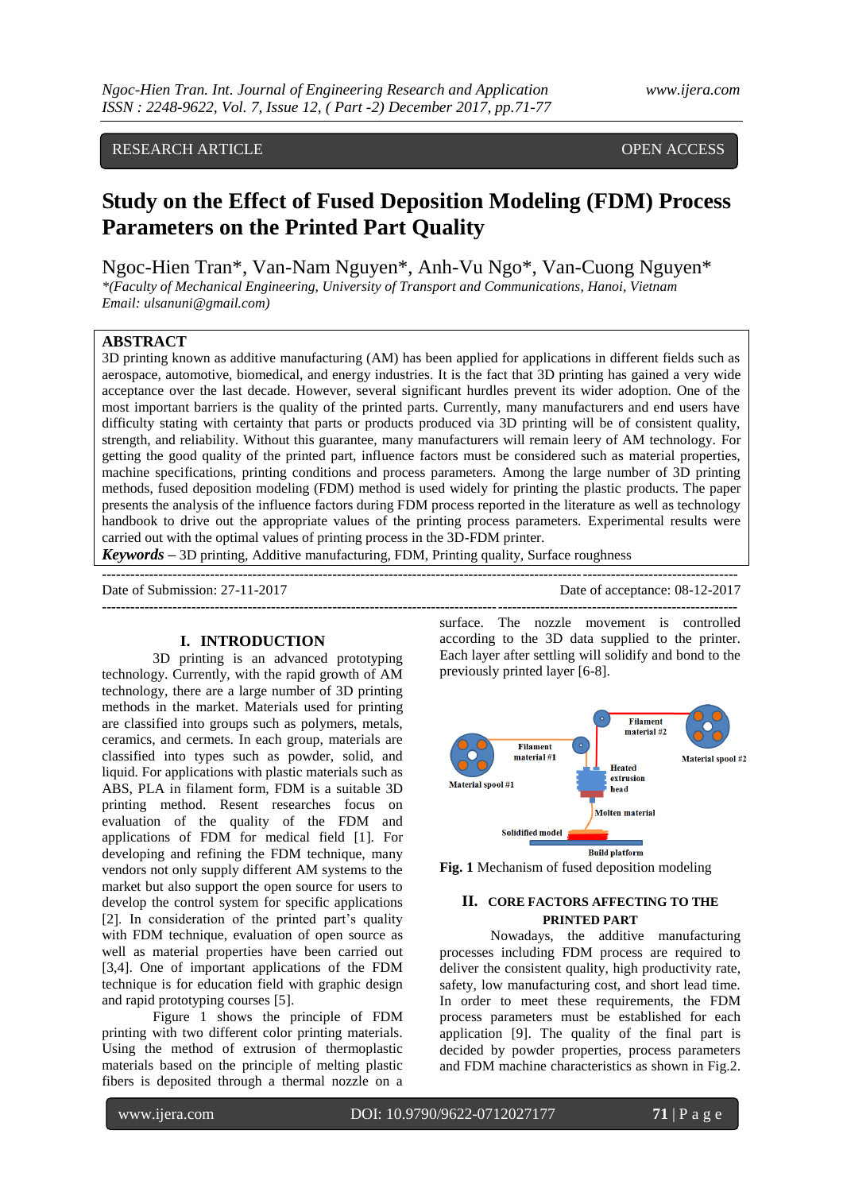RESEARCH ARTICLE OPEN ACCESS

# Study on the Effect of Fused Deposition Modeling (FDM) Process Parameters on the Printed Part Quality

Ngoc-Hien Tran*, Van-Nam Nguyen*, Anh-Vu Ngo*, Van-Cuong Nguyen*

*\*(Faculty of Mechanical Engineering, University of Transport and Communications, Hanoi, Vietnam*
*Email: ulsanuni@gmail.com)*

## ABSTRACT

3D printing known as additive manufacturing (AM) has been applied for applications in different fields such as aerospace, automotive, biomedical, and energy industries. It is the fact that 3D printing has gained a very wide acceptance over the last decade. However, several significant hurdles prevent its wider adoption. One of the most important barriers is the quality of the printed parts. Currently, many manufacturers and end users have difficulty stating with certainty that parts or products produced via 3D printing will be of consistent quality, strength, and reliability. Without this guarantee, many manufacturers will remain leery of AM technology. For getting the good quality of the printed part, influence factors must be considered such as material properties, machine specifications, printing conditions and process parameters. Among the large number of 3D printing methods, fused deposition modeling (FDM) method is used widely for printing the plastic products. The paper presents the analysis of the influence factors during FDM process reported in the literature as well as technology handbook to drive out the appropriate values of the printing process parameters. Experimental results were carried out with the optimal values of printing process in the 3D-FDM printer.

***Keywords*** – 3D printing, Additive manufacturing, FDM, Printing quality, Surface roughness

---

Date of Submission: 27-11-2017 Date of acceptance: 08-12-2017

---

## I. INTRODUCTION

3D printing is an advanced prototyping technology. Currently, with the rapid growth of AM technology, there are a large number of 3D printing methods in the market. Materials used for printing are classified into groups such as polymers, metals, ceramics, and cermets. In each group, materials are classified into types such as powder, solid, and liquid. For applications with plastic materials such as ABS, PLA in filament form, FDM is a suitable 3D printing method. Resent researches focus on evaluation of the quality of the FDM and applications of FDM for medical field [1]. For developing and refining the FDM technique, many vendors not only supply different AM systems to the market but also support the open source for users to develop the control system for specific applications [2]. In consideration of the printed part's quality with FDM technique, evaluation of open source as well as material properties have been carried out [3,4]. One of important applications of the FDM technique is for education field with graphic design and rapid prototyping courses [5].

Figure 1 shows the principle of FDM printing with two different color printing materials. Using the method of extrusion of thermoplastic materials based on the principle of melting plastic fibers is deposited through a thermal nozzle on a surface. The nozzle movement is controlled according to the 3D data supplied to the printer. Each layer after settling will solidify and bond to the previously printed layer [6-8].

**Fig. 1** Mechanism of fused deposition modeling

## II. CORE FACTORS AFFECTING TO THE PRINTED PART

Nowadays, the additive manufacturing processes including FDM process are required to deliver the consistent quality, high productivity rate, safety, low manufacturing cost, and short lead time. In order to meet these requirements, the FDM process parameters must be established for each application [9]. The quality of the final part is decided by powder properties, process parameters and FDM machine characteristics as shown in Fig.2.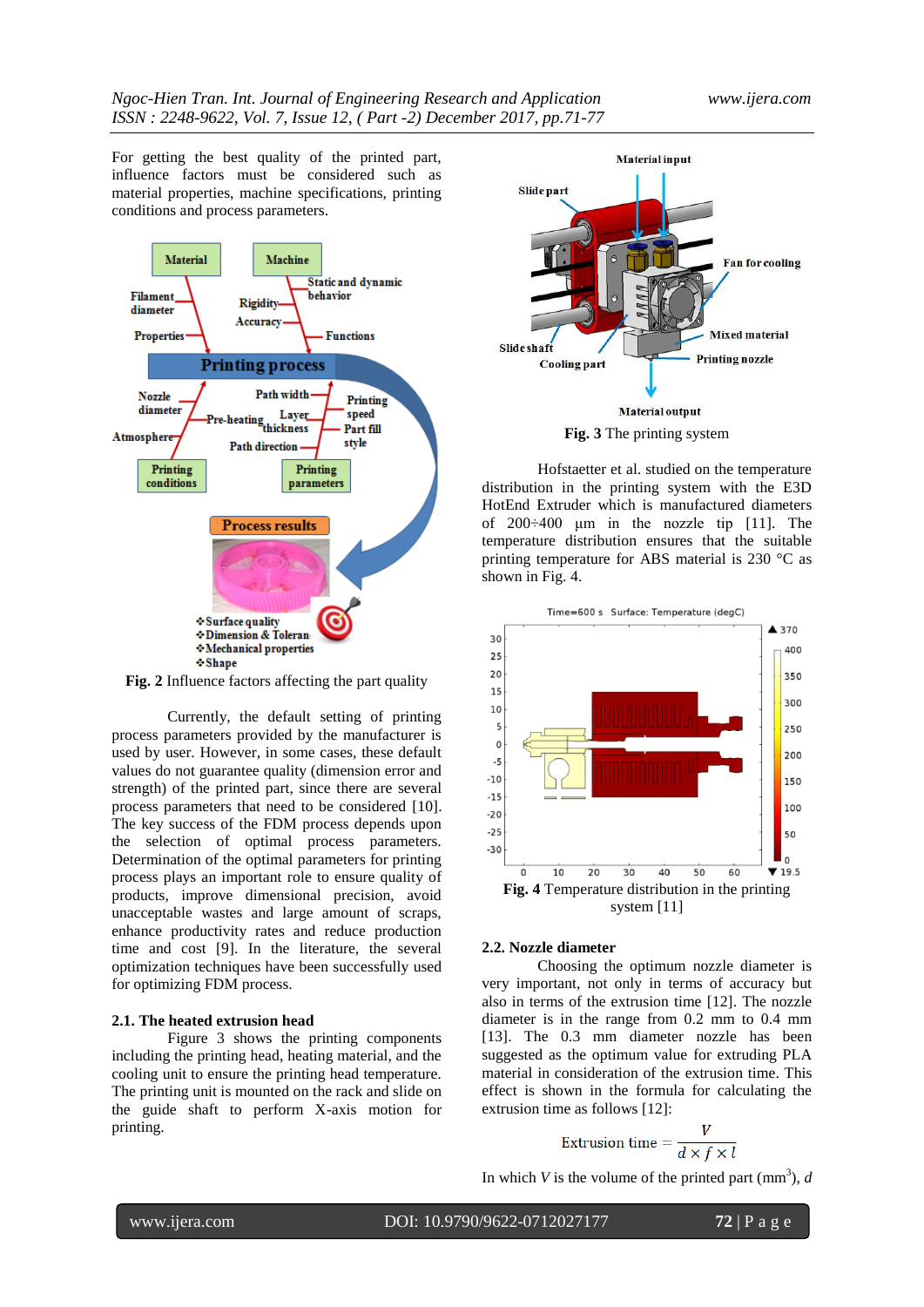For getting the best quality of the printed part, influence factors must be considered such as material properties, machine specifications, printing conditions and process parameters.

Fig. 2 Influence factors affecting the part quality

Currently, the default setting of printing process parameters provided by the manufacturer is used by user. However, in some cases, these default values do not guarantee quality (dimension error and strength) of the printed part, since there are several process parameters that need to be considered [10]. The key success of the FDM process depends upon the selection of optimal process parameters. Determination of the optimal parameters for printing process plays an important role to ensure quality of products, improve dimensional precision, avoid unacceptable wastes and large amount of scraps, enhance productivity rates and reduce production time and cost [9]. In the literature, the several optimization techniques have been successfully used for optimizing FDM process.

### 2.1. The heated extrusion head

Figure 3 shows the printing components including the printing head, heating material, and the cooling unit to ensure the printing head temperature. The printing unit is mounted on the rack and slide on the guide shaft to perform X-axis motion for printing.

Fig. 3 The printing system

Hofstaetter et al. studied on the temperature distribution in the printing system with the E3D HotEnd Extruder which is manufactured diameters of 200÷400 μm in the nozzle tip [11]. The temperature distribution ensures that the suitable printing temperature for ABS material is 230 °C as shown in Fig. 4.

Fig. 4 Temperature distribution in the printing system [11]

### 2.2. Nozzle diameter

Choosing the optimum nozzle diameter is very important, not only in terms of accuracy but also in terms of the extrusion time [12]. The nozzle diameter is in the range from 0.2 mm to 0.4 mm [13]. The 0.3 mm diameter nozzle has been suggested as the optimum value for extruding PLA material in consideration of the extrusion time. This effect is shown in the formula for calculating the extrusion time as follows [12]:

$$\text{Extrusion time} = \frac{V}{d \times f \times l}$$

In which $V$ is the volume of the printed part ($mm^3$), $d$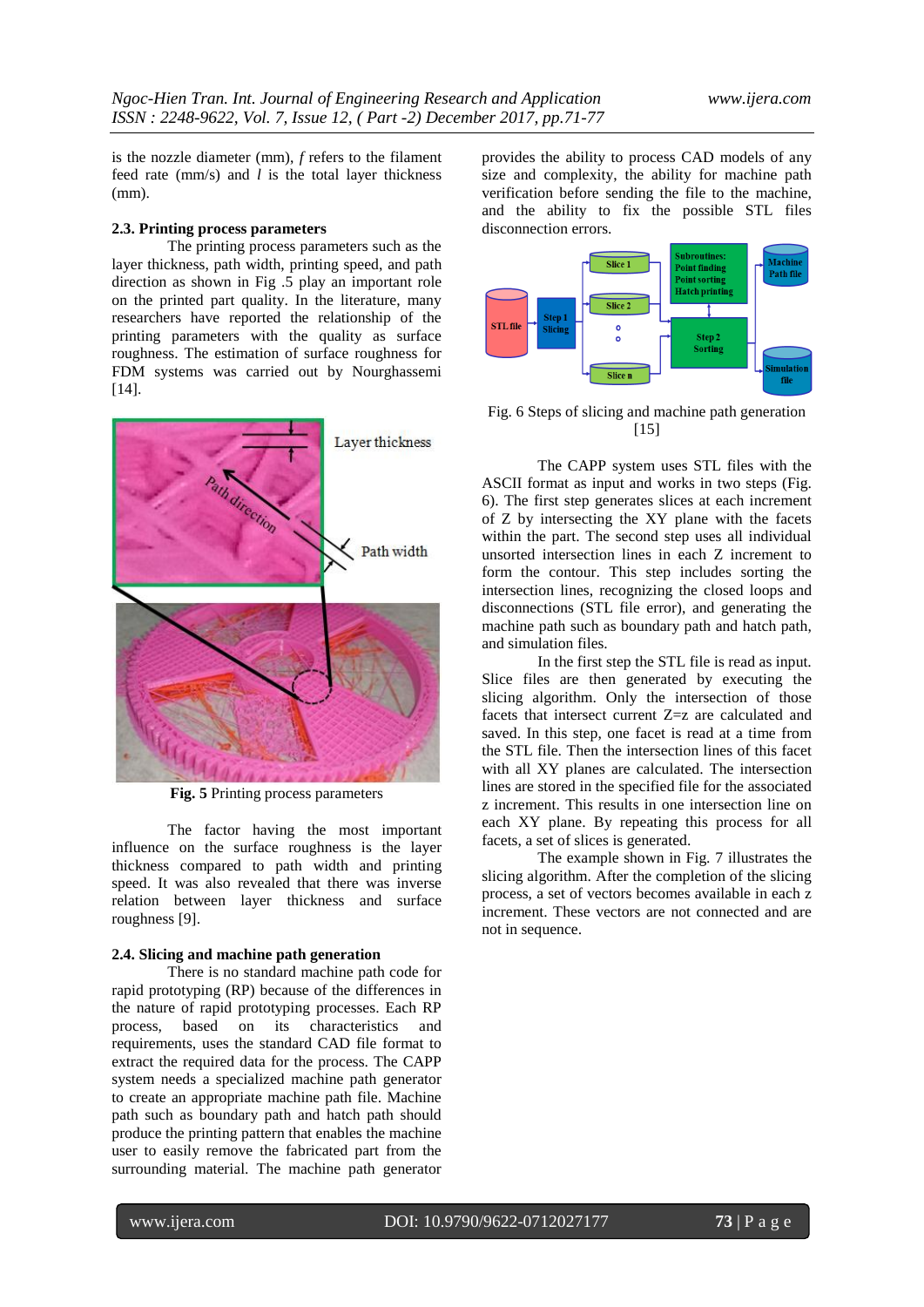is the nozzle diameter (mm), $f$ refers to the filament feed rate (mm/s) and $l$ is the total layer thickness (mm).

### 2.3. Printing process parameters

The printing process parameters such as the layer thickness, path width, printing speed, and path direction as shown in Fig .5 play an important role on the printed part quality. In the literature, many researchers have reported the relationship of the printing parameters with the quality as surface roughness. The estimation of surface roughness for FDM systems was carried out by Nourghassemi [14].

**Fig. 5** Printing process parameters

The factor having the most important influence on the surface roughness is the layer thickness compared to path width and printing speed. It was also revealed that there was inverse relation between layer thickness and surface roughness [9].

### 2.4. Slicing and machine path generation

There is no standard machine path code for rapid prototyping (RP) because of the differences in the nature of rapid prototyping processes. Each RP process, based on its characteristics and requirements, uses the standard CAD file format to extract the required data for the process. The CAPP system needs a specialized machine path generator to create an appropriate machine path file. Machine path such as boundary path and hatch path should produce the printing pattern that enables the machine user to easily remove the fabricated part from the surrounding material. The machine path generator provides the ability to process CAD models of any size and complexity, the ability for machine path verification before sending the file to the machine, and the ability to fix the possible STL files disconnection errors.

Fig. 6 Steps of slicing and machine path generation [15]

The CAPP system uses STL files with the ASCII format as input and works in two steps (Fig. 6). The first step generates slices at each increment of Z by intersecting the XY plane with the facets within the part. The second step uses all individual unsorted intersection lines in each Z increment to form the contour. This step includes sorting the intersection lines, recognizing the closed loops and disconnections (STL file error), and generating the machine path such as boundary path and hatch path, and simulation files.

In the first step the STL file is read as input. Slice files are then generated by executing the slicing algorithm. Only the intersection of those facets that intersect current Z=z are calculated and saved. In this step, one facet is read at a time from the STL file. Then the intersection lines of this facet with all XY planes are calculated. The intersection lines are stored in the specified file for the associated z increment. This results in one intersection line on each XY plane. By repeating this process for all facets, a set of slices is generated.

The example shown in Fig. 7 illustrates the slicing algorithm. After the completion of the slicing process, a set of vectors becomes available in each z increment. These vectors are not connected and are not in sequence.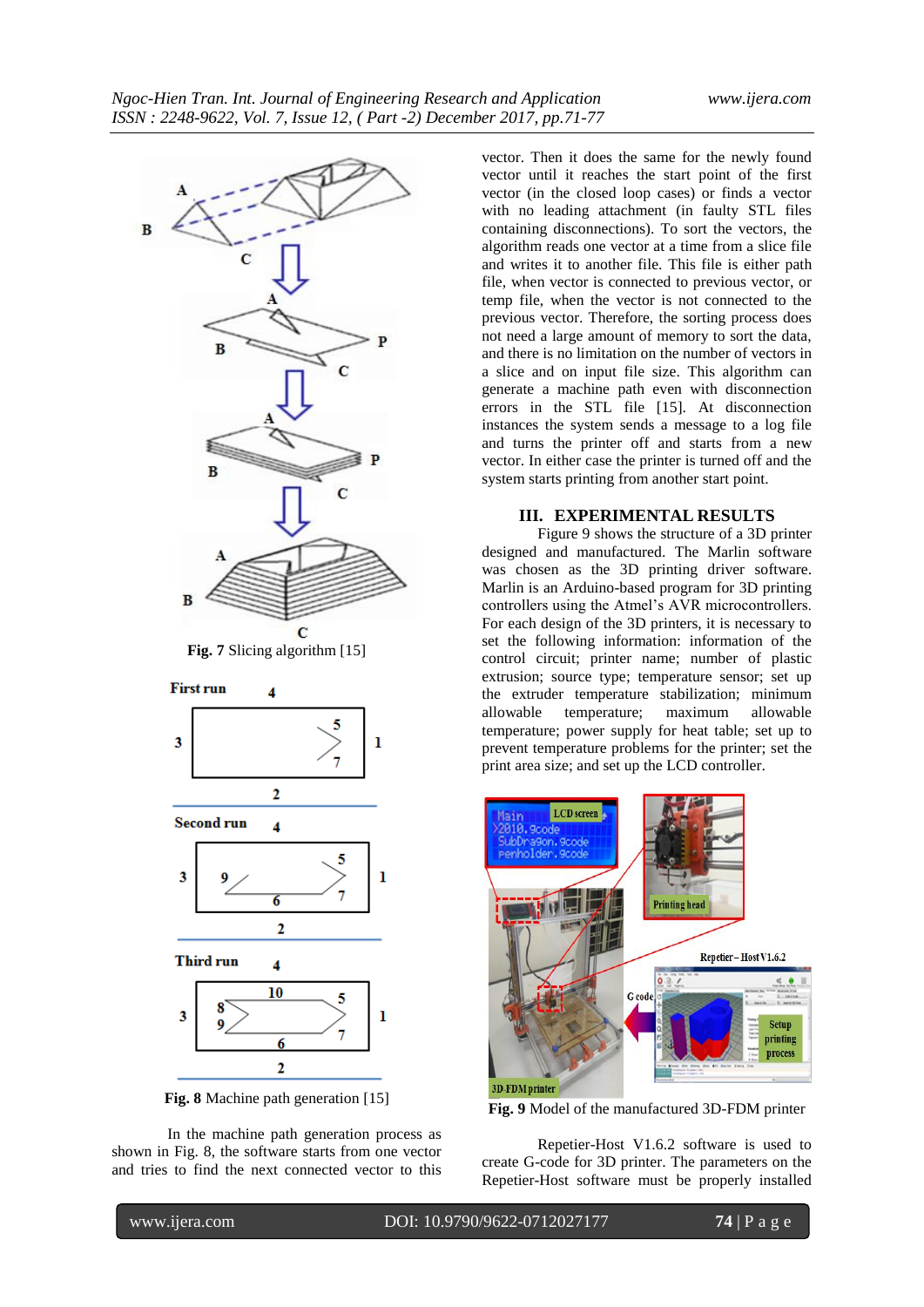Fig. 7 Slicing algorithm [15]

Fig. 8 Machine path generation [15]

In the machine path generation process as shown in Fig. 8, the software starts from one vector and tries to find the next connected vector to this vector. Then it does the same for the newly found vector until it reaches the start point of the first vector (in the closed loop cases) or finds a vector with no leading attachment (in faulty STL files containing disconnections). To sort the vectors, the algorithm reads one vector at a time from a slice file and writes it to another file. This file is either path file, when vector is connected to previous vector, or temp file, when the vector is not connected to the previous vector. Therefore, the sorting process does not need a large amount of memory to sort the data, and there is no limitation on the number of vectors in a slice and on input file size. This algorithm can generate a machine path even with disconnection errors in the STL file [15]. At disconnection instances the system sends a message to a log file and turns the printer off and starts from a new vector. In either case the printer is turned off and the system starts printing from another start point.

## III. EXPERIMENTAL RESULTS

Figure 9 shows the structure of a 3D printer designed and manufactured. The Marlin software was chosen as the 3D printing driver software. Marlin is an Arduino-based program for 3D printing controllers using the Atmel's AVR microcontrollers. For each design of the 3D printers, it is necessary to set the following information: information of the control circuit; printer name; number of plastic extrusion; source type; temperature sensor; set up the extruder temperature stabilization; minimum allowable temperature; maximum allowable temperature; power supply for heat table; set up to prevent temperature problems for the printer; set the print area size; and set up the LCD controller.

Fig. 9 Model of the manufactured 3D-FDM printer

Repetier-Host V1.6.2 software is used to create G-code for 3D printer. The parameters on the Repetier-Host software must be properly installed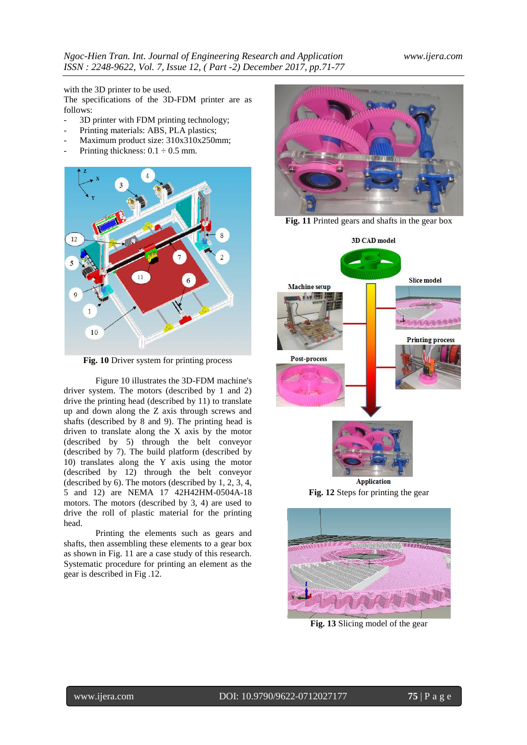with the 3D printer to be used.
The specifications of the 3D-FDM printer are as follows:

- 3D printer with FDM printing technology;
- Printing materials: ABS, PLA plastics;
- Maximum product size: 310x310x250mm;
- Printing thickness: 0.1 ÷ 0.5 mm.

**Fig. 10** Driver system for printing process

Figure 10 illustrates the 3D-FDM machine's driver system. The motors (described by 1 and 2) drive the printing head (described by 11) to translate up and down along the Z axis through screws and shafts (described by 8 and 9). The printing head is driven to translate along the X axis by the motor (described by 5) through the belt conveyor (described by 7). The build platform (described by 10) translates along the Y axis using the motor (described by 12) through the belt conveyor (described by 6). The motors (described by 1, 2, 3, 4, 5 and 12) are NEMA 17 42H42HM-0504A-18 motors. The motors (described by 3, 4) are used to drive the roll of plastic material for the printing head.

Printing the elements such as gears and shafts, then assembling these elements to a gear box as shown in Fig. 11 are a case study of this research. Systematic procedure for printing an element as the gear is described in Fig .12.

**Fig. 11** Printed gears and shafts in the gear box

**Fig. 12** Steps for printing the gear

**Fig. 13** Slicing model of the gear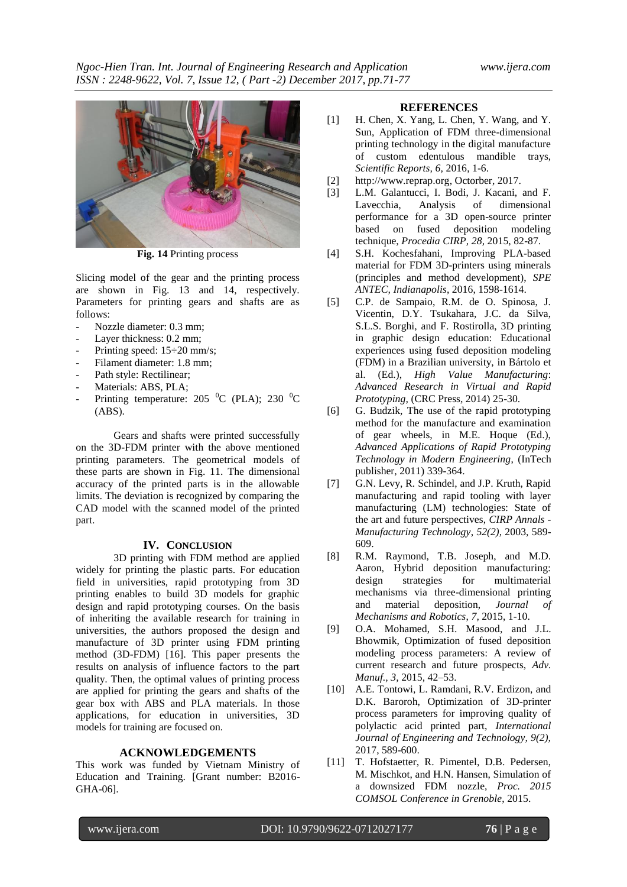**Fig. 14** Printing process

Slicing model of the gear and the printing process are shown in Fig. 13 and 14, respectively. Parameters for printing gears and shafts are as follows:

- Nozzle diameter: 0.3 mm;
- Layer thickness: 0.2 mm;
- Printing speed: 15÷20 mm/s;
- Filament diameter: 1.8 mm;
- Path style: Rectilinear;
- Materials: ABS, PLA;
- Printing temperature: 205 $^0$C (PLA); 230 $^0$C (ABS).

Gears and shafts were printed successfully on the 3D-FDM printer with the above mentioned printing parameters. The geometrical models of these parts are shown in Fig. 11. The dimensional accuracy of the printed parts is in the allowable limits. The deviation is recognized by comparing the CAD model with the scanned model of the printed part.

## IV. CONCLUSION

3D printing with FDM method are applied widely for printing the plastic parts. For education field in universities, rapid prototyping from 3D printing enables to build 3D models for graphic design and rapid prototyping courses. On the basis of inheriting the available research for training in universities, the authors proposed the design and manufacture of 3D printer using FDM printing method (3D-FDM) [16]. This paper presents the results on analysis of influence factors to the part quality. Then, the optimal values of printing process are applied for printing the gears and shafts of the gear box with ABS and PLA materials. In those applications, for education in universities, 3D models for training are focused on.

## ACKNOWLEDGEMENTS

This work was funded by Vietnam Ministry of Education and Training. [Grant number: B2016-GHA-06].

## REFERENCES

[1] H. Chen, X. Yang, L. Chen, Y. Wang, and Y. Sun, Application of FDM three-dimensional printing technology in the digital manufacture of custom edentulous mandible trays, *Scientific Reports, 6,* 2016, 1-6.

[2] http://www.reprap.org, Octorber, 2017.

[3] L.M. Galantucci, I. Bodi, J. Kacani, and F. Lavecchia, Analysis of dimensional performance for a 3D open-source printer based on fused deposition modeling technique, *Procedia CIRP, 28,* 2015, 82-87.

[4] S.H. Kochesfahani, Improving PLA-based material for FDM 3D-printers using minerals (principles and method development), *SPE ANTEC, Indianapolis*, 2016, 1598-1614.

[5] C.P. de Sampaio, R.M. de O. Spinosa, J. Vicentin, D.Y. Tsukahara, J.C. da Silva, S.L.S. Borghi, and F. Rostirolla, 3D printing in graphic design education: Educational experiences using fused deposition modeling (FDM) in a Brazilian university, in Bártolo et al. (Ed.), *High Value Manufacturing*: *Advanced Research in Virtual and Rapid Prototyping,* (CRC Press, 2014) 25-30.

[6] G. Budzik, The use of the rapid prototyping method for the manufacture and examination of gear wheels, in M.E. Hoque (Ed.), *Advanced Applications of Rapid Prototyping Technology in Modern Engineering*, (InTech publisher, 2011) 339-364.

[7] G.N. Levy, R. Schindel, and J.P. Kruth, Rapid manufacturing and rapid tooling with layer manufacturing (LM) technologies: State of the art and future perspectives, *CIRP Annals - Manufacturing Technology, 52(2),* 2003, 589-609.

[8] R.M. Raymond, T.B. Joseph, and M.D. Aaron, Hybrid deposition manufacturing: design strategies for multimaterial mechanisms via three-dimensional printing and material deposition, *Journal of Mechanisms and Robotics*, *7,* 2015, 1-10.

[9] O.A. Mohamed, S.H. Masood, and J.L. Bhowmik, Optimization of fused deposition modeling process parameters: A review of current research and future prospects, *Adv. Manuf., 3,* 2015, 42–53.

[10] A.E. Tontowi, L. Ramdani, R.V. Erdizon, and D.K. Baroroh, Optimization of 3D-printer process parameters for improving quality of polylactic acid printed part, *International Journal of Engineering and Technology, 9(2),* 2017, 589-600.

[11] T. Hofstaetter, R. Pimentel, D.B. Pedersen, M. Mischkot, and H.N. Hansen, Simulation of a downsized FDM nozzle, *Proc. 2015 COMSOL Conference in Grenoble*, 2015.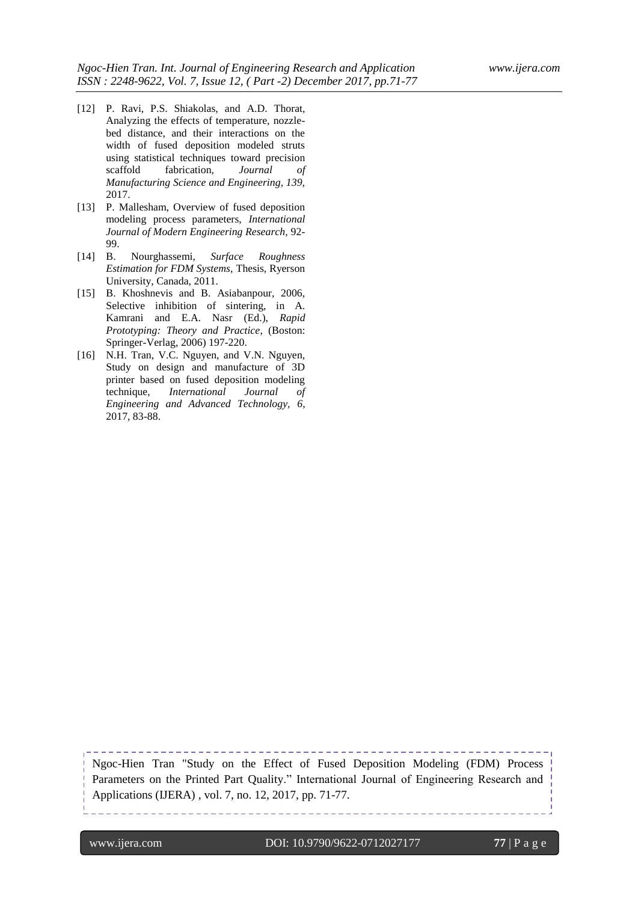[12] P. Ravi, P.S. Shiakolas, and A.D. Thorat, Analyzing the effects of temperature, nozzle-bed distance, and their interactions on the width of fused deposition modeled struts using statistical techniques toward precision scaffold fabrication, *Journal of Manufacturing Science and Engineering, 139,* 2017.

[13] P. Mallesham, Overview of fused deposition modeling process parameters, *International Journal of Modern Engineering Research*, 92-99.

[14] B. Nourghassemi, *Surface Roughness Estimation for FDM Systems*, Thesis, Ryerson University, Canada, 2011.

[15] B. Khoshnevis and B. Asiabanpour, 2006, Selective inhibition of sintering, in A. Kamrani and E.A. Nasr (Ed.), *Rapid Prototyping: Theory and Practice*, (Boston: Springer-Verlag, 2006) 197-220.

[16] N.H. Tran, V.C. Nguyen, and V.N. Nguyen, Study on design and manufacture of 3D printer based on fused deposition modeling technique, *International Journal of Engineering and Advanced Technology, 6,* 2017, 83-88.

Ngoc-Hien Tran "Study on the Effect of Fused Deposition Modeling (FDM) Process Parameters on the Printed Part Quality." International Journal of Engineering Research and Applications (IJERA) , vol. 7, no. 12, 2017, pp. 71-77.